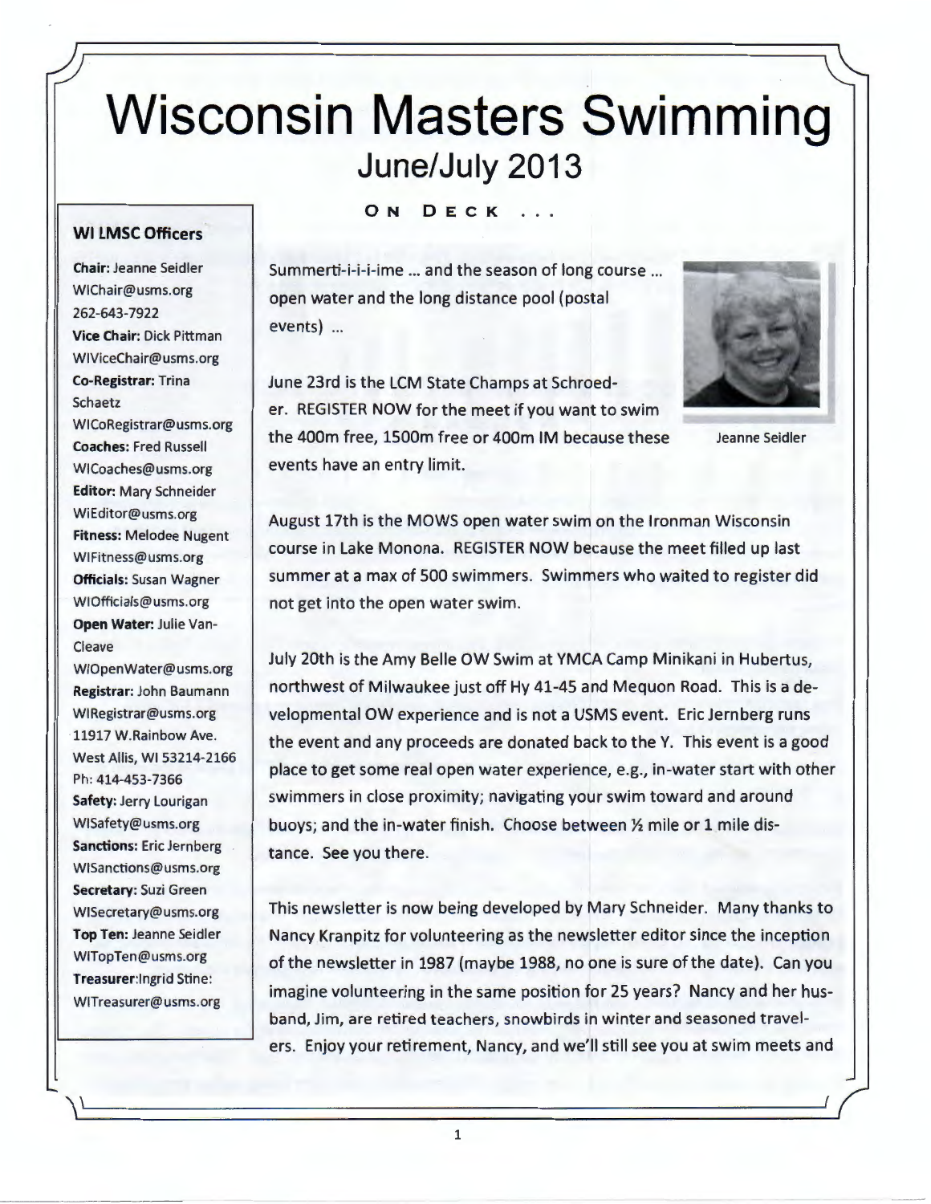# Wisconsin Masters Swimming

## June/July 2013

### WI LMSC Officers

**Chair:** Jeanne Seidler
WIChair@usms.org
262-643-7922
**Vice Chair:** Dick Pittman
WIViceChair@usms.org
**Co-Registrar:** Trina Schaetz
WICoRegistrar@usms.org
**Coaches:** Fred Russell
WICoaches@usms.org
**Editor:** Mary Schneider
WiEditor@usms.org
**Fitness:** Melodee Nugent
WIFitness@usms.org
**Officials:** Susan Wagner
WIOfficials@usms.org
**Open Water:** Julie Van-Cleave
WIOpenWater@usms.org
**Registrar:** John Baumann
WIRegistrar@usms.org
11917 W.Rainbow Ave.
West Allis, WI 53214-2166
Ph: 414-453-7366
**Safety:** Jerry Lourigan
WISafety@usms.org
**Sanctions:** Eric Jernberg
WISanctions@usms.org
**Secretary:** Suzi Green
WISecretary@usms.org
**Top Ten:** Jeanne Seidler
WITopTen@usms.org
**Treasurer**:Ingrid Stine:
WITreasurer@usms.org

### On Deck ...

Summerti-i-i-i-ime ... and the season of long course ... open water and the long distance pool (postal events) ...

Jeanne Seidler

June 23rd is the LCM State Champs at Schroeder. REGISTER NOW for the meet if you want to swim the 400m free, 1500m free or 400m IM because these events have an entry limit.

August 17th is the MOWS open water swim on the Ironman Wisconsin course in Lake Monona. REGISTER NOW because the meet filled up last summer at a max of 500 swimmers. Swimmers who waited to register did not get into the open water swim.

July 20th is the Amy Belle OW Swim at YMCA Camp Minikani in Hubertus, northwest of Milwaukee just off Hy 41-45 and Mequon Road. This is a developmental OW experience and is not a USMS event. Eric Jernberg runs the event and any proceeds are donated back to the Y. This event is a good place to get some real open water experience, e.g., in-water start with other swimmers in close proximity; navigating your swim toward and around buoys; and the in-water finish. Choose between ½ mile or 1 mile distance. See you there.

This newsletter is now being developed by Mary Schneider. Many thanks to Nancy Kranpitz for volunteering as the newsletter editor since the inception of the newsletter in 1987 (maybe 1988, no one is sure of the date). Can you imagine volunteering in the same position for 25 years? Nancy and her husband, Jim, are retired teachers, snowbirds in winter and seasoned travelers. Enjoy your retirement, Nancy, and we'll still see you at swim meets and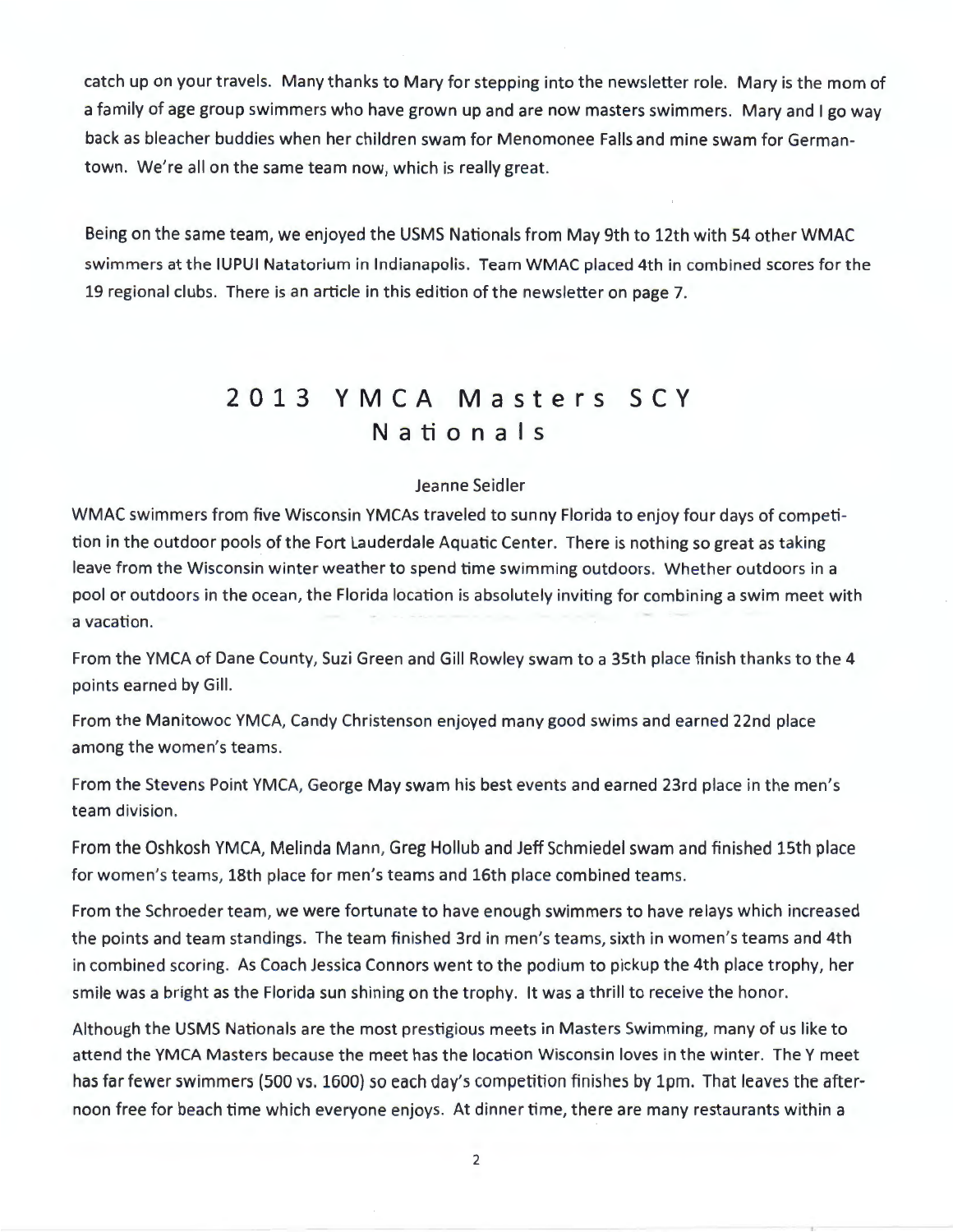catch up on your travels. Many thanks to Mary for stepping into the newsletter role. Mary is the mom of a family of age group swimmers who have grown up and are now masters swimmers. Mary and I go way back as bleacher buddies when her children swam for Menomonee Falls and mine swam for Germantown. We're all on the same team now, which is really great.

Being on the same team, we enjoyed the USMS Nationals from May 9th to 12th with 54 other WMAC swimmers at the IUPUI Natatorium in Indianapolis. Team WMAC placed 4th in combined scores for the 19 regional clubs. There is an article in this edition of the newsletter on page 7.

## 2013 YMCA Masters SCY Nationals

Jeanne Seidler

WMAC swimmers from five Wisconsin YMCAs traveled to sunny Florida to enjoy four days of competition in the outdoor pools of the Fort Lauderdale Aquatic Center. There is nothing so great as taking leave from the Wisconsin winter weather to spend time swimming outdoors. Whether outdoors in a pool or outdoors in the ocean, the Florida location is absolutely inviting for combining a swim meet with a vacation.

From the YMCA of Dane County, Suzi Green and Gill Rowley swam to a 35th place finish thanks to the 4 points earned by Gill.

From the Manitowoc YMCA, Candy Christenson enjoyed many good swims and earned 22nd place among the women's teams.

From the Stevens Point YMCA, George May swam his best events and earned 23rd place in the men's team division.

From the Oshkosh YMCA, Melinda Mann, Greg Hollub and Jeff Schmiedel swam and finished 15th place for women's teams, 18th place for men's teams and 16th place combined teams.

From the Schroeder team, we were fortunate to have enough swimmers to have relays which increased the points and team standings. The team finished 3rd in men's teams, sixth in women's teams and 4th in combined scoring. As Coach Jessica Connors went to the podium to pickup the 4th place trophy, her smile was a bright as the Florida sun shining on the trophy. It was a thrill to receive the honor.

Although the USMS Nationals are the most prestigious meets in Masters Swimming, many of us like to attend the YMCA Masters because the meet has the location Wisconsin loves in the winter. The Y meet has far fewer swimmers (500 vs. 1600) so each day's competition finishes by 1pm. That leaves the afternoon free for beach time which everyone enjoys. At dinner time, there are many restaurants within a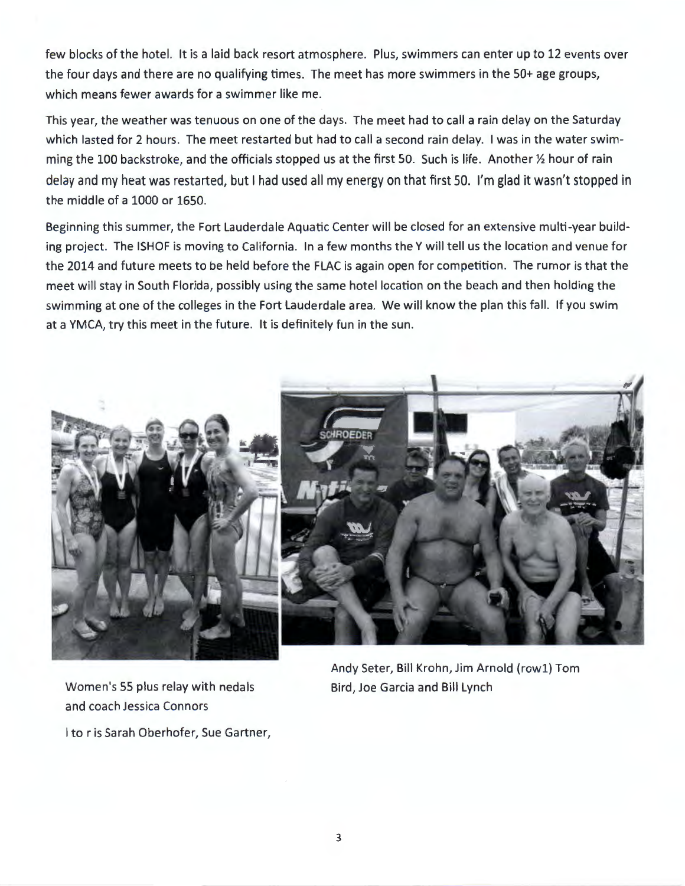few blocks of the hotel. It is a laid back resort atmosphere. Plus, swimmers can enter up to 12 events over the four days and there are no qualifying times. The meet has more swimmers in the 50+ age groups, which means fewer awards for a swimmer like me.

This year, the weather was tenuous on one of the days. The meet had to call a rain delay on the Saturday which lasted for 2 hours. The meet restarted but had to call a second rain delay. I was in the water swimming the 100 backstroke, and the officials stopped us at the first 50. Such is life. Another ½ hour of rain delay and my heat was restarted, but I had used all my energy on that first 50. I'm glad it wasn't stopped in the middle of a 1000 or 1650.

Beginning this summer, the Fort Lauderdale Aquatic Center will be closed for an extensive multi-year building project. The ISHOF is moving to California. In a few months the Y will tell us the location and venue for the 2014 and future meets to be held before the FLAC is again open for competition. The rumor is that the meet will stay in South Florida, possibly using the same hotel location on the beach and then holding the swimming at one of the colleges in the Fort Lauderdale area. We will know the plan this fall. If you swim at a YMCA, try this meet in the future. It is definitely fun in the sun.

Women's 55 plus relay with nedals and coach Jessica Connors

l to r is Sarah Oberhofer, Sue Gartner,

Andy Seter, Bill Krohn, Jim Arnold (row1) Tom Bird, Joe Garcia and Bill Lynch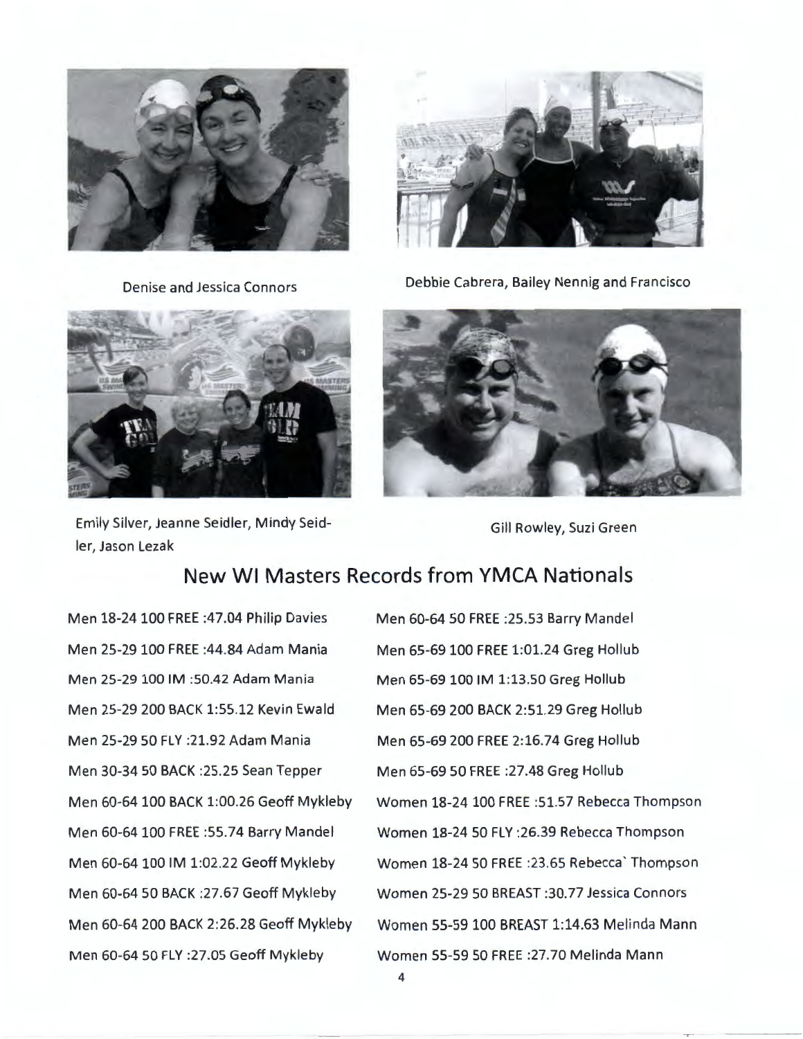Denise and Jessica Connors

Debbie Cabrera, Bailey Nennig and Francisco

Emily Silver, Jeanne Seidler, Mindy Seidler, Jason Lezak

Gill Rowley, Suzi Green

## New WI Masters Records from YMCA Nationals

Men 18-24 100 FREE :47.04 Philip Davies

Men 25-29 100 FREE :44.84 Adam Mania

Men 25-29 100 IM :50.42 Adam Mania

Men 25-29 200 BACK 1:55.12 Kevin Ewald

Men 25-29 50 FLY :21.92 Adam Mania

Men 30-34 50 BACK :25.25 Sean Tepper

Men 60-64 100 BACK 1:00.26 Geoff Mykleby

Men 60-64 100 FREE :55.74 Barry Mandel

Men 60-64 100 IM 1:02.22 Geoff Mykleby

Men 60-64 50 BACK :27.67 Geoff Mykleby

Men 60-64 200 BACK 2:26.28 Geoff Mykleby

Men 60-64 50 FLY :27.05 Geoff Mykleby

Men 60-64 50 FREE :25.53 Barry Mandel

Men 65-69 100 FREE 1:01.24 Greg Hollub

Men 65-69 100 IM 1:13.50 Greg Hollub

Men 65-69 200 BACK 2:51.29 Greg Hollub

Men 65-69 200 FREE 2:16.74 Greg Hollub

Men 65-69 50 FREE :27.48 Greg Hollub

Women 18-24 100 FREE :51.57 Rebecca Thompson

Women 18-24 50 FLY :26.39 Rebecca Thompson

Women 18-24 50 FREE :23.65 Rebecca` Thompson

Women 25-29 50 BREAST :30.77 Jessica Connors

Women 55-59 100 BREAST 1:14.63 Melinda Mann

Women 55-59 50 FREE :27.70 Melinda Mann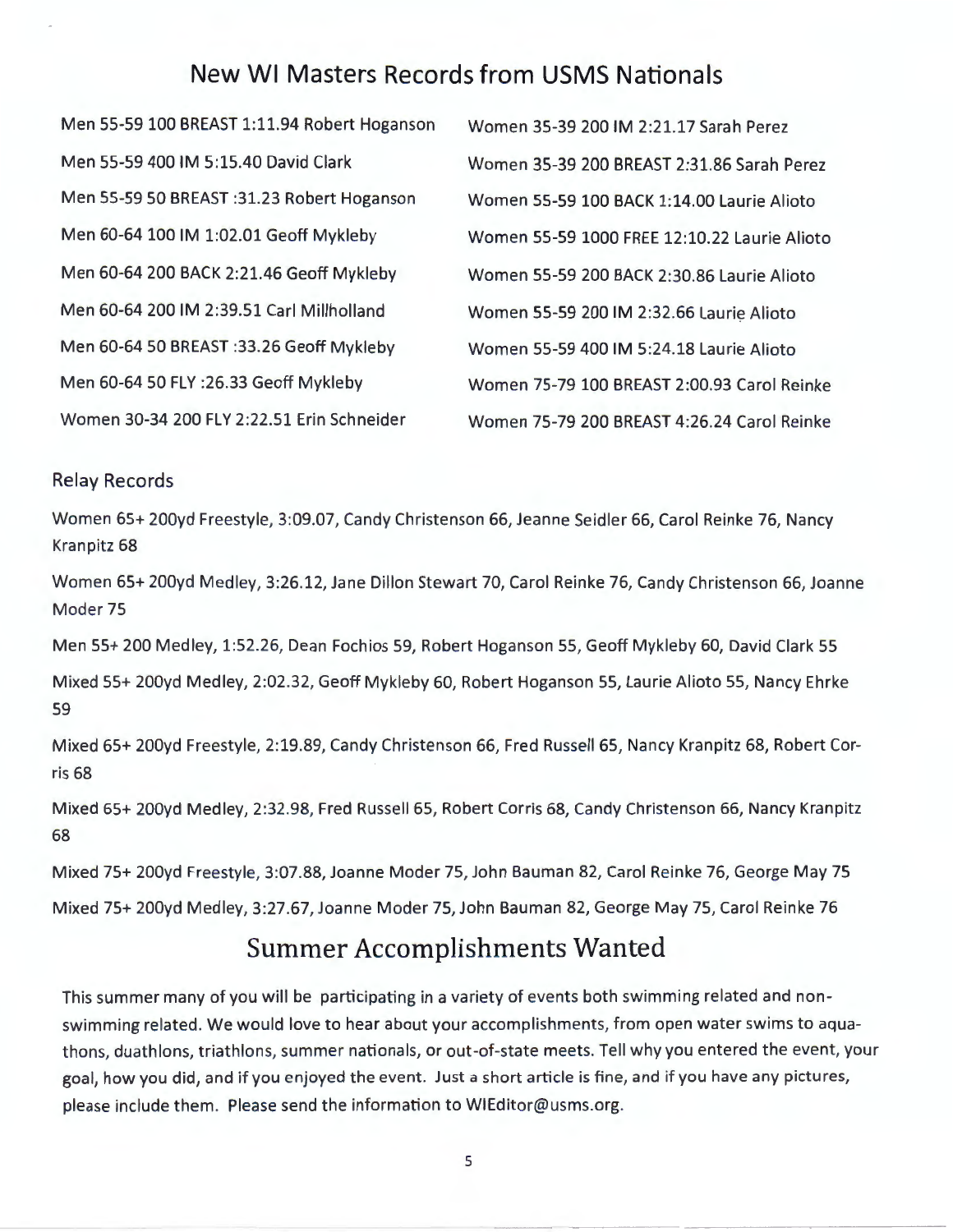## New WI Masters Records from USMS Nationals

Men 55-59 100 BREAST 1:11.94 Robert Hoganson

Men 55-59 400 IM 5:15.40 David Clark

Men 55-59 50 BREAST :31.23 Robert Hoganson

Men 60-64 100 IM 1:02.01 Geoff Mykleby

Men 60-64 200 BACK 2:21.46 Geoff Mykleby

Men 60-64 200 IM 2:39.51 Carl Millholland

Men 60-64 50 BREAST :33.26 Geoff Mykleby

Men 60-64 50 FLY :26.33 Geoff Mykleby

Women 30-34 200 FLY 2:22.51 Erin Schneider

Women 35-39 200 IM 2:21.17 Sarah Perez

Women 35-39 200 BREAST 2:31.86 Sarah Perez

Women 55-59 100 BACK 1:14.00 Laurie Alioto

Women 55-59 1000 FREE 12:10.22 Laurie Alioto

Women 55-59 200 BACK 2:30.86 Laurie Alioto

Women 55-59 200 IM 2:32.66 Laurie Alioto

Women 55-59 400 IM 5:24.18 Laurie Alioto

Women 75-79 100 BREAST 2:00.93 Carol Reinke

Women 75-79 200 BREAST 4:26.24 Carol Reinke

### Relay Records

Women 65+ 200yd Freestyle, 3:09.07, Candy Christenson 66, Jeanne Seidler 66, Carol Reinke 76, Nancy Kranpitz 68

Women 65+ 200yd Medley, 3:26.12, Jane Dillon Stewart 70, Carol Reinke 76, Candy Christenson 66, Joanne Moder 75

Men 55+ 200 Medley, 1:52.26, Dean Fochios 59, Robert Hoganson 55, Geoff Mykleby 60, David Clark 55

Mixed 55+ 200yd Medley, 2:02.32, Geoff Mykleby 60, Robert Hoganson 55, Laurie Alioto 55, Nancy Ehrke 59

Mixed 65+ 200yd Freestyle, 2:19.89, Candy Christenson 66, Fred Russell 65, Nancy Kranpitz 68, Robert Corris 68

Mixed 65+ 200yd Medley, 2:32.98, Fred Russell 65, Robert Corris 68, Candy Christenson 66, Nancy Kranpitz 68

Mixed 75+ 200yd Freestyle, 3:07.88, Joanne Moder 75, John Bauman 82, Carol Reinke 76, George May 75

Mixed 75+ 200yd Medley, 3:27.67, Joanne Moder 75, John Bauman 82, George May 75, Carol Reinke 76

## Summer Accomplishments Wanted

This summer many of you will be participating in a variety of events both swimming related and non-swimming related. We would love to hear about your accomplishments, from open water swims to aquathons, duathlons, triathlons, summer nationals, or out-of-state meets. Tell why you entered the event, your goal, how you did, and if you enjoyed the event. Just a short article is fine, and if you have any pictures, please include them. Please send the information to WIEditor@usms.org.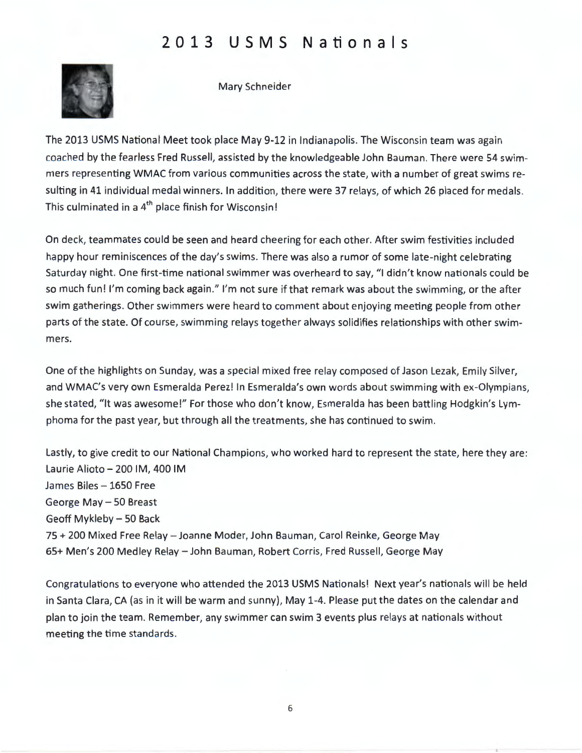# 2013 USMS Nationals

Mary Schneider

The 2013 USMS National Meet took place May 9-12 in Indianapolis. The Wisconsin team was again coached by the fearless Fred Russell, assisted by the knowledgeable John Bauman. There were 54 swimmers representing WMAC from various communities across the state, with a number of great swims resulting in 41 individual medal winners. In addition, there were 37 relays, of which 26 placed for medals. This culminated in a 4th place finish for Wisconsin!

On deck, teammates could be seen and heard cheering for each other. After swim festivities included happy hour reminiscences of the day's swims. There was also a rumor of some late-night celebrating Saturday night. One first-time national swimmer was overheard to say, "I didn't know nationals could be so much fun! I'm coming back again." I'm not sure if that remark was about the swimming, or the after swim gatherings. Other swimmers were heard to comment about enjoying meeting people from other parts of the state. Of course, swimming relays together always solidifies relationships with other swimmers.

One of the highlights on Sunday, was a special mixed free relay composed of Jason Lezak, Emily Silver, and WMAC's very own Esmeralda Perez! In Esmeralda's own words about swimming with ex-Olympians, she stated, "It was awesome!" For those who don't know, Esmeralda has been battling Hodgkin's Lymphoma for the past year, but through all the treatments, she has continued to swim.

Lastly, to give credit to our National Champions, who worked hard to represent the state, here they are:
Laurie Alioto – 200 IM, 400 IM
James Biles – 1650 Free
George May – 50 Breast
Geoff Mykleby – 50 Back
75 + 200 Mixed Free Relay – Joanne Moder, John Bauman, Carol Reinke, George May
65+ Men's 200 Medley Relay – John Bauman, Robert Corris, Fred Russell, George May

Congratulations to everyone who attended the 2013 USMS Nationals! Next year's nationals will be held in Santa Clara, CA (as in it will be warm and sunny), May 1-4. Please put the dates on the calendar and plan to join the team. Remember, any swimmer can swim 3 events plus relays at nationals without meeting the time standards.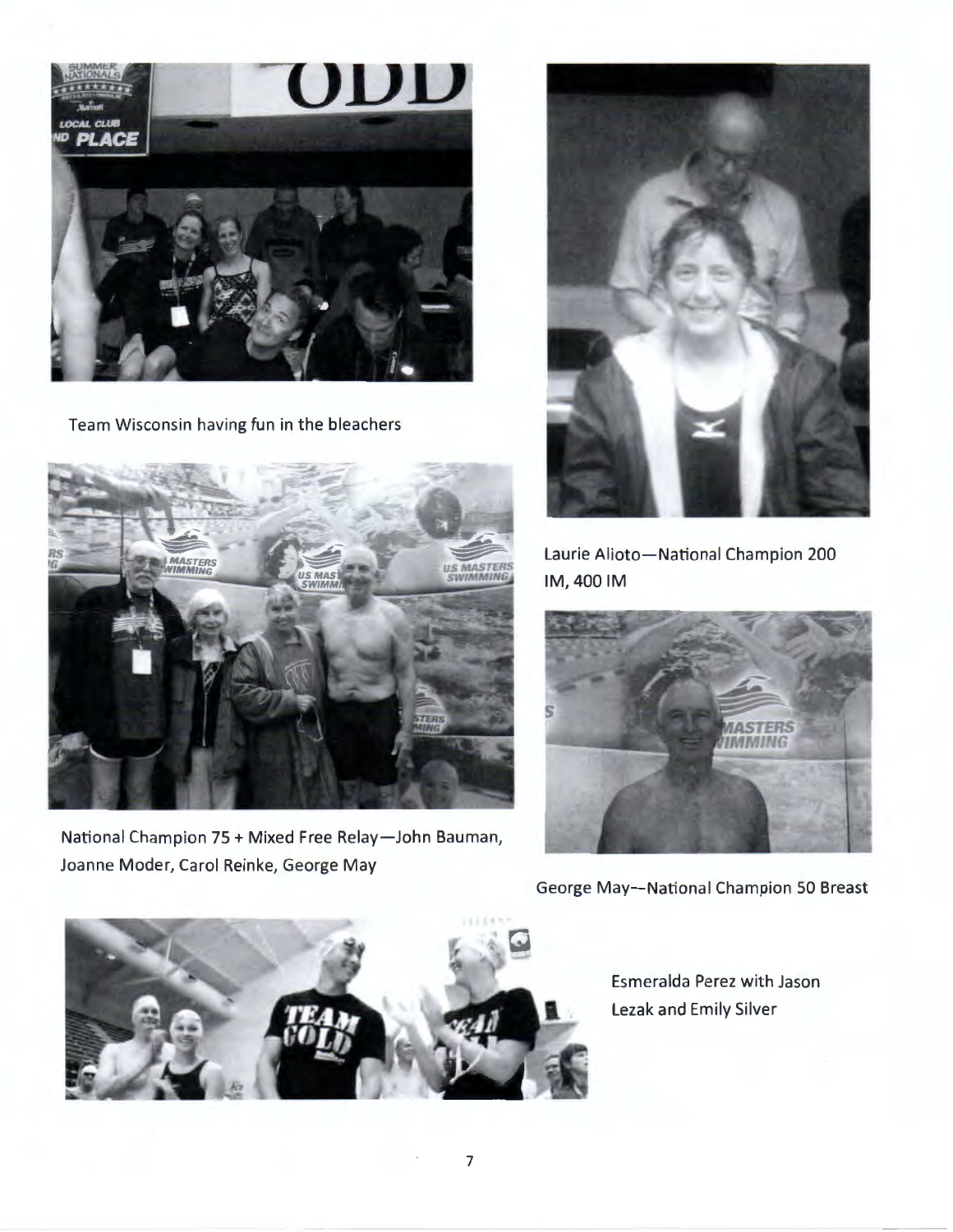Team Wisconsin having fun in the bleachers

Laurie Alioto—National Champion 200 IM, 400 IM

National Champion 75 + Mixed Free Relay—John Bauman, Joanne Moder, Carol Reinke, George May

George May--National Champion 50 Breast

Esmeralda Perez with Jason Lezak and Emily Silver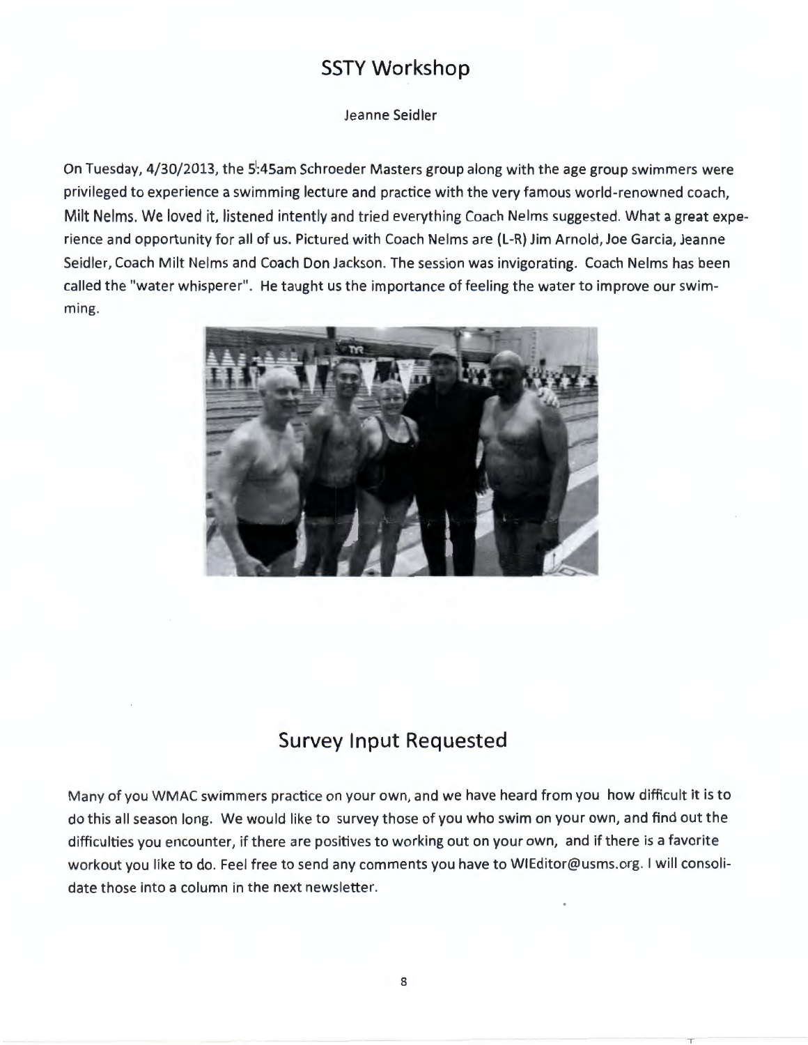## SSTY Workshop

Jeanne Seidler

On Tuesday, 4/30/2013, the 5:45am Schroeder Masters group along with the age group swimmers were privileged to experience a swimming lecture and practice with the very famous world-renowned coach, Milt Nelms. We loved it, listened intently and tried everything Coach Nelms suggested. What a great experience and opportunity for all of us. Pictured with Coach Nelms are (L-R) Jim Arnold, Joe Garcia, Jeanne Seidler, Coach Milt Nelms and Coach Don Jackson. The session was invigorating. Coach Nelms has been called the "water whisperer". He taught us the importance of feeling the water to improve our swimming.

## Survey Input Requested

Many of you WMAC swimmers practice on your own, and we have heard from you how difficult it is to do this all season long. We would like to survey those of you who swim on your own, and find out the difficulties you encounter, if there are positives to working out on your own, and if there is a favorite workout you like to do. Feel free to send any comments you have to WIEditor@usms.org. I will consolidate those into a column in the next newsletter.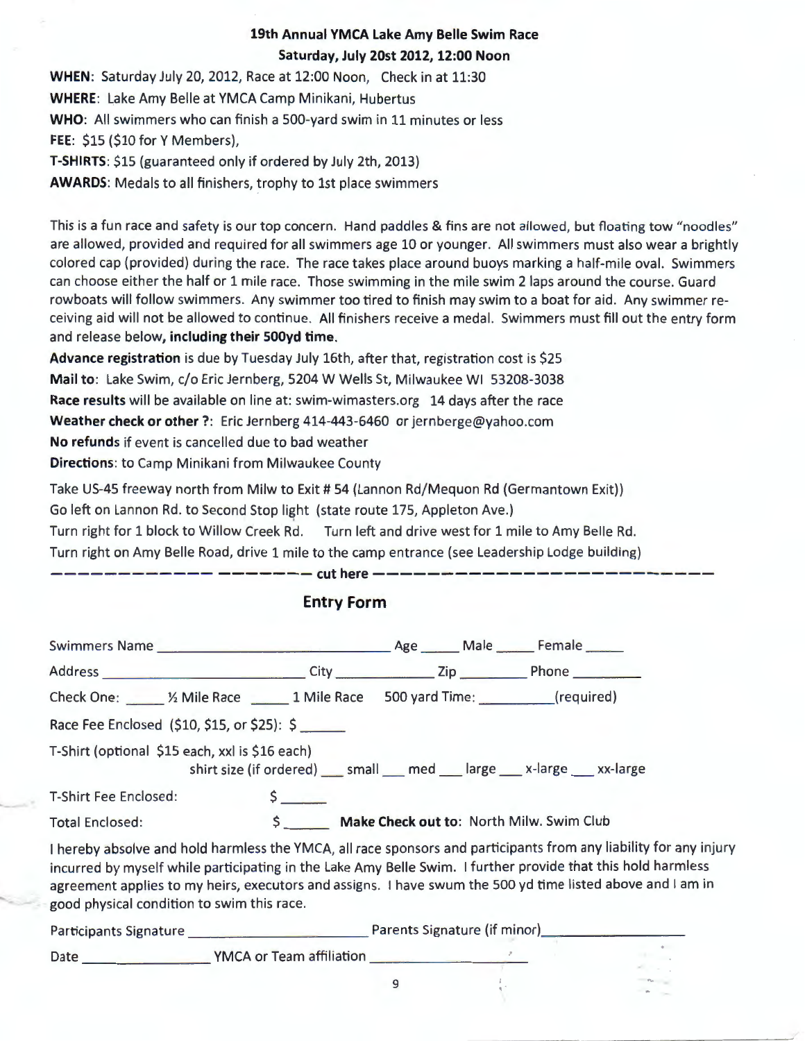**19th Annual YMCA Lake Amy Belle Swim Race**
**Saturday, July 20st 2012, 12:00 Noon**

**WHEN**: Saturday July 20, 2012, Race at 12:00 Noon, Check in at 11:30
**WHERE**: Lake Amy Belle at YMCA Camp Minikani, Hubertus
**WHO**: All swimmers who can finish a 500-yard swim in 11 minutes or less
**FEE**: $15 ($10 for Y Members),
**T-SHIRTS**: $15 (guaranteed only if ordered by July 2th, 2013)
**AWARDS**: Medals to all finishers, trophy to 1st place swimmers

This is a fun race and safety is our top concern. Hand paddles & fins are not allowed, but floating tow "noodles" are allowed, provided and required for all swimmers age 10 or younger. All swimmers must also wear a brightly colored cap (provided) during the race. The race takes place around buoys marking a half-mile oval. Swimmers can choose either the half or 1 mile race. Those swimming in the mile swim 2 laps around the course. Guard rowboats will follow swimmers. Any swimmer too tired to finish may swim to a boat for aid. Any swimmer receiving aid will not be allowed to continue. All finishers receive a medal. Swimmers must fill out the entry form and release below, **including their 500yd time**.

**Advance registration** is due by Tuesday July 16th, after that, registration cost is $25
**Mail to**: Lake Swim, c/o Eric Jernberg, 5204 W Wells St, Milwaukee WI 53208-3038
**Race results** will be available on line at: swim-wimasters.org 14 days after the race
**Weather check or other ?**: Eric Jernberg 414-443-6460 or jernberge@yahoo.com
**No refunds** if event is cancelled due to bad weather
**Directions**: to Camp Minikani from Milwaukee County

Take US-45 freeway north from Milw to Exit # 54 (Lannon Rd/Mequon Rd (Germantown Exit))
Go left on Lannon Rd. to Second Stop light (state route 175, Appleton Ave.)
Turn right for 1 block to Willow Creek Rd. Turn left and drive west for 1 mile to Amy Belle Rd.
Turn right on Amy Belle Road, drive 1 mile to the camp entrance (see Leadership Lodge building)

------------ ------- cut here ------------------------

## Entry Form

Swimmers Name ______________________ Age _____ Male _____ Female _____

Address ____________________ City ____________ Zip ________ Phone ________

Check One: _____ ½ Mile Race _____ 1 Mile Race 500 yard Time: _________(required)

Race Fee Enclosed ($10, $15, or $25): $ ______

T-Shirt (optional $15 each, xxl is $16 each)
shirt size (if ordered) ___ small ___ med ___ large ___ x-large ___ xx-large

T-Shirt Fee Enclosed: $ ______

Total Enclosed: $ ______ **Make Check out to**: North Milw. Swim Club

I hereby absolve and hold harmless the YMCA, all race sponsors and participants from any liability for any injury incurred by myself while participating in the Lake Amy Belle Swim. I further provide that this hold harmless agreement applies to my heirs, executors and assigns. I have swum the 500 yd time listed above and I am in good physical condition to swim this race.

Participants Signature ____________________ Parents Signature (if minor)________________

Date ______________ YMCA or Team affiliation ________________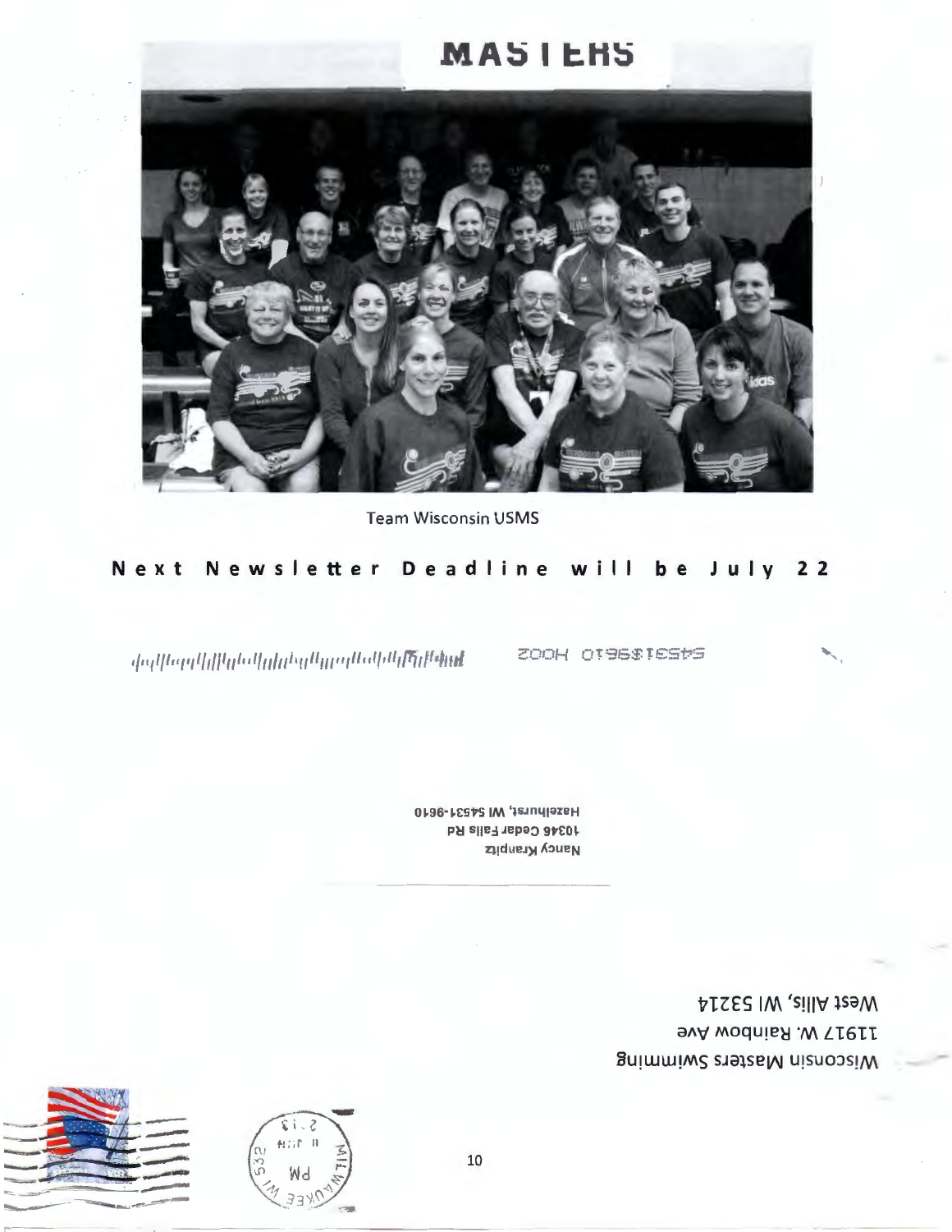# MASTERS

Team Wisconsin USMS

**Next Newsletter Deadline will be July 22**

545314961​0 HOO2

Nancy Kranpitz
10346 Cedar Falls Rd
Hazelhurst, WI 54531-9610

Wisconsin Masters Swimming
11917 W. Rainbow Ave
West Allis, WI 53214